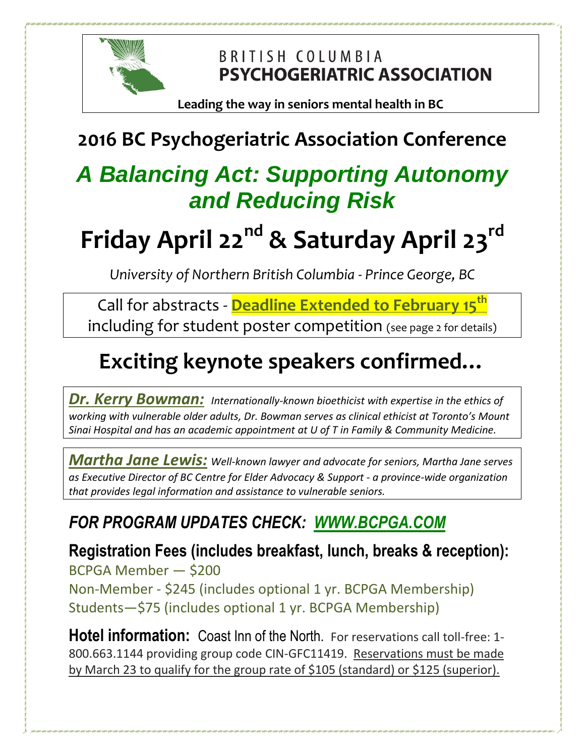BRITISH COLUMBIA
**PSYCHOGERIATRIC ASSOCIATION**

**Leading the way in seniors mental health in BC**

# 2016 BC Psychogeriatric Association Conference

## *A Balancing Act: Supporting Autonomy and Reducing Risk*

# Friday April 22nd & Saturday April 23rd

*University of Northern British Columbia - Prince George, BC*

Call for abstracts - **Deadline Extended to February 15th** including for student poster competition (see page 2 for details)

## Exciting keynote speakers confirmed…

***Dr. Kerry Bowman:*** *Internationally-known bioethicist with expertise in the ethics of working with vulnerable older adults, Dr. Bowman serves as clinical ethicist at Toronto's Mount Sinai Hospital and has an academic appointment at U of T in Family & Community Medicine.*

***Martha Jane Lewis:*** *Well-known lawyer and advocate for seniors, Martha Jane serves as Executive Director of BC Centre for Elder Advocacy & Support - a province-wide organization that provides legal information and assistance to vulnerable seniors.*

### *FOR PROGRAM UPDATES CHECK: WWW.BCPGA.COM*

**Registration Fees (includes breakfast, lunch, breaks & reception):**

BCPGA Member — $200

Non-Member - $245 (includes optional 1 yr. BCPGA Membership)

Students—$75 (includes optional 1 yr. BCPGA Membership)

**Hotel information:** Coast Inn of the North. For reservations call toll-free: 1-800.663.1144 providing group code CIN-GFC11419. Reservations must be made by March 23 to qualify for the group rate of $105 (standard) or $125 (superior).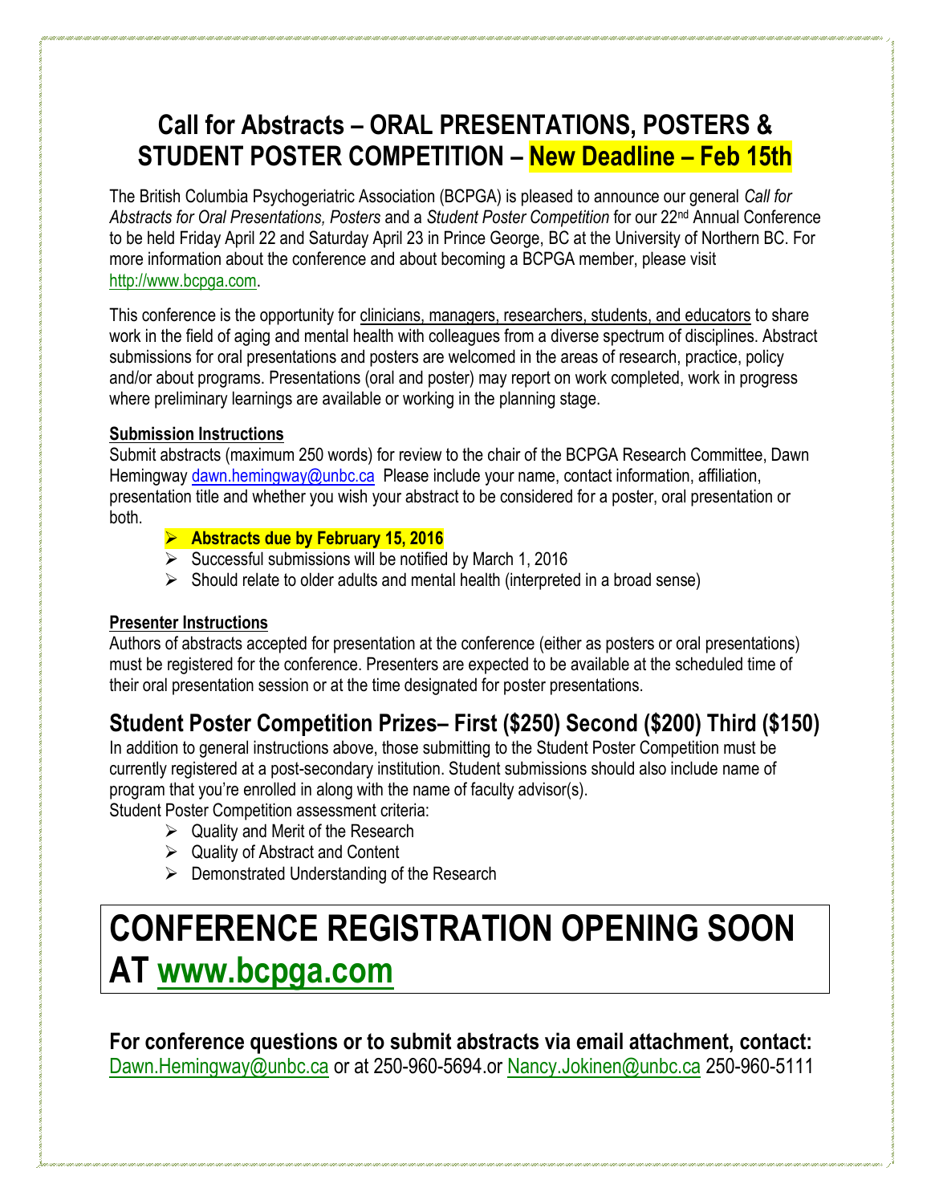## Call for Abstracts – ORAL PRESENTATIONS, POSTERS & STUDENT POSTER COMPETITION – New Deadline – Feb 15th

The British Columbia Psychogeriatric Association (BCPGA) is pleased to announce our general *Call for Abstracts for Oral Presentations, Posters* and a *Student Poster Competition* for our 22nd Annual Conference to be held Friday April 22 and Saturday April 23 in Prince George, BC at the University of Northern BC. For more information about the conference and about becoming a BCPGA member, please visit http://www.bcpga.com.

This conference is the opportunity for clinicians, managers, researchers, students, and educators to share work in the field of aging and mental health with colleagues from a diverse spectrum of disciplines. Abstract submissions for oral presentations and posters are welcomed in the areas of research, practice, policy and/or about programs. Presentations (oral and poster) may report on work completed, work in progress where preliminary learnings are available or working in the planning stage.

**Submission Instructions**

Submit abstracts (maximum 250 words) for review to the chair of the BCPGA Research Committee, Dawn Hemingway dawn.hemingway@unbc.ca Please include your name, contact information, affiliation, presentation title and whether you wish your abstract to be considered for a poster, oral presentation or both.

- **Abstracts due by February 15, 2016**
- Successful submissions will be notified by March 1, 2016
- Should relate to older adults and mental health (interpreted in a broad sense)

**Presenter Instructions**

Authors of abstracts accepted for presentation at the conference (either as posters or oral presentations) must be registered for the conference. Presenters are expected to be available at the scheduled time of their oral presentation session or at the time designated for poster presentations.

## Student Poster Competition Prizes– First ($250) Second ($200) Third ($150)

In addition to general instructions above, those submitting to the Student Poster Competition must be currently registered at a post-secondary institution. Student submissions should also include name of program that you're enrolled in along with the name of faculty advisor(s).

Student Poster Competition assessment criteria:

- Quality and Merit of the Research
- Quality of Abstract and Content
- Demonstrated Understanding of the Research

# CONFERENCE REGISTRATION OPENING SOON AT www.bcpga.com

**For conference questions or to submit abstracts via email attachment, contact:**
Dawn.Hemingway@unbc.ca or at 250-960-5694.or Nancy.Jokinen@unbc.ca 250-960-5111